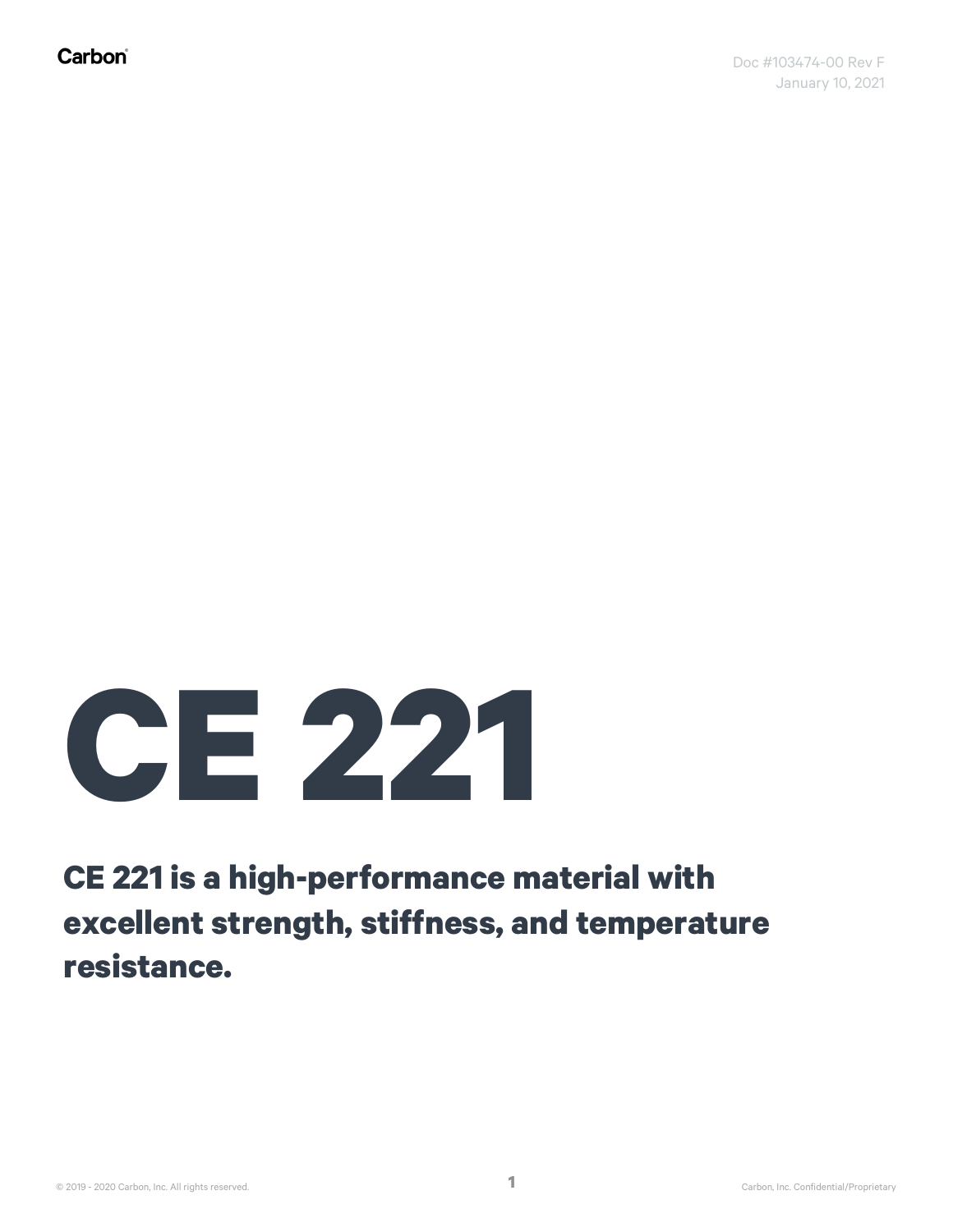Carbon

Doc #103474-00 Rev F
January 10, 2021

# CE 221

**CE 221 is a high-performance material with excellent strength, stiffness, and temperature resistance.**

© 2019 - 2020 Carbon, Inc. All rights reserved.

Carbon, Inc. Confidential/Proprietary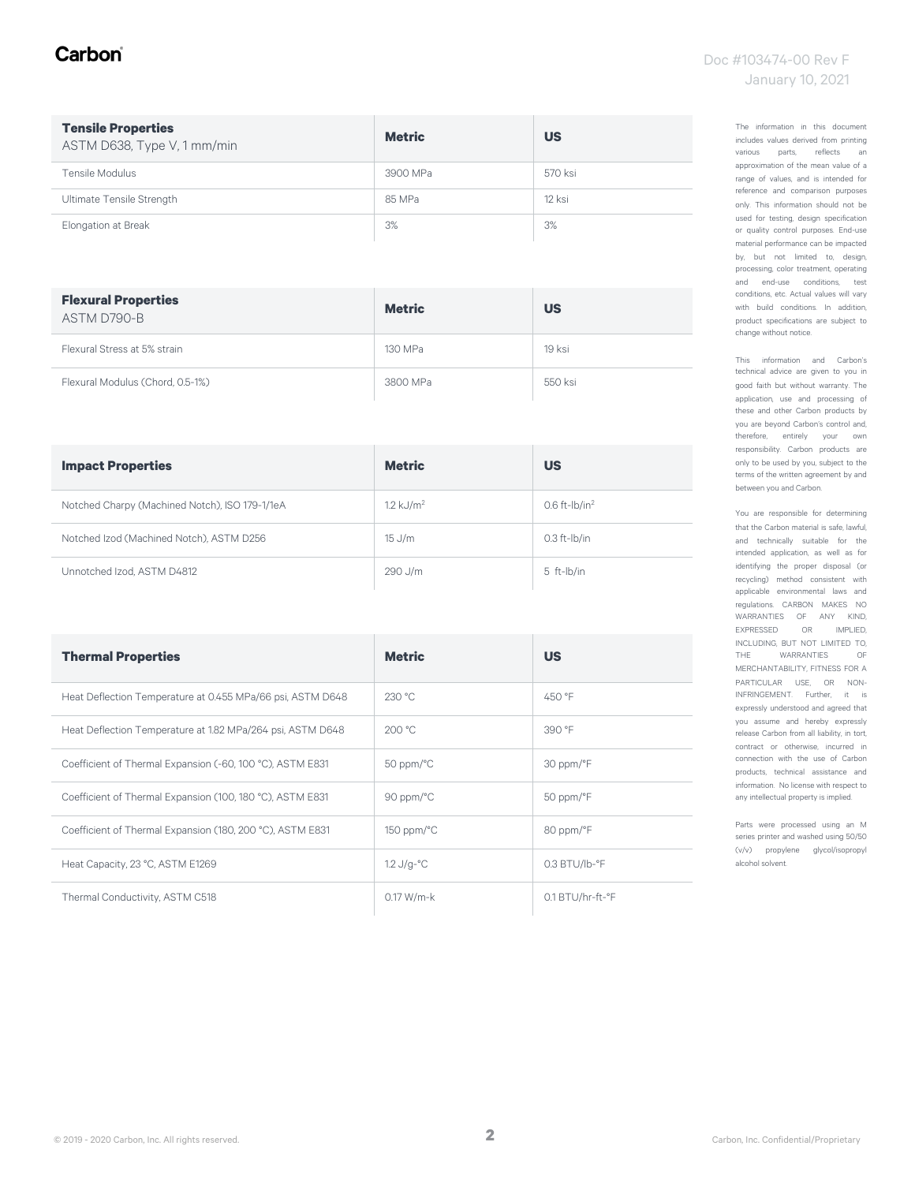| **Tensile Properties** ASTM D638, Type V, 1 mm/min | **Metric** | **US** |
|---|---|---|
| Tensile Modulus | 3900 MPa | 570 ksi |
| Ultimate Tensile Strength | 85 MPa | 12 ksi |
| Elongation at Break | 3% | 3% |

| **Flexural Properties** ASTM D790-B | **Metric** | **US** |
|---|---|---|
| Flexural Stress at 5% strain | 130 MPa | 19 ksi |
| Flexural Modulus (Chord, 0.5-1%) | 3800 MPa | 550 ksi |

| **Impact Properties** | **Metric** | **US** |
|---|---|---|
| Notched Charpy (Machined Notch), ISO 179-1/1eA | 1.2 kJ/m$^2$ | 0.6 ft-lb/in$^2$ |
| Notched Izod (Machined Notch), ASTM D256 | 15 J/m | 0.3 ft-lb/in |
| Unnotched Izod, ASTM D4812 | 290 J/m | 5 ft-lb/in |

| **Thermal Properties** | **Metric** | **US** |
|---|---|---|
| Heat Deflection Temperature at 0.455 MPa/66 psi, ASTM D648 | 230 °C | 450 °F |
| Heat Deflection Temperature at 1.82 MPa/264 psi, ASTM D648 | 200 °C | 390 °F |
| Coefficient of Thermal Expansion (-60, 100 °C), ASTM E831 | 50 ppm/°C | 30 ppm/°F |
| Coefficient of Thermal Expansion (100, 180 °C), ASTM E831 | 90 ppm/°C | 50 ppm/°F |
| Coefficient of Thermal Expansion (180, 200 °C), ASTM E831 | 150 ppm/°C | 80 ppm/°F |
| Heat Capacity, 23 °C, ASTM E1269 | 1.2 J/g-°C | 0.3 BTU/lb-°F |
| Thermal Conductivity, ASTM C518 | 0.17 W/m-k | 0.1 BTU/hr-ft-°F |

The information in this document includes values derived from printing various parts, reflects an approximation of the mean value of a range of values, and is intended for reference and comparison purposes only. This information should not be used for testing, design specification or quality control purposes. End-use material performance can be impacted by, but not limited to, design, processing, color treatment, operating and end-use conditions, test conditions, etc. Actual values will vary with build conditions. In addition, product specifications are subject to change without notice.

This information and Carbon's technical advice are given to you in good faith but without warranty. The application, use and processing of these and other Carbon products by you are beyond Carbon's control and, therefore, entirely your own responsibility. Carbon products are only to be used by you, subject to the terms of the written agreement by and between you and Carbon.

You are responsible for determining that the Carbon material is safe, lawful, and technically suitable for the intended application, as well as for identifying the proper disposal (or recycling) method consistent with applicable environmental laws and regulations. CARBON MAKES NO WARRANTIES OF ANY KIND, EXPRESSED OR IMPLIED, INCLUDING, BUT NOT LIMITED TO, THE WARRANTIES OF MERCHANTABILITY, FITNESS FOR A PARTICULAR USE, OR NON-INFRINGEMENT. Further, it is expressly understood and agreed that you assume and hereby expressly release Carbon from all liability, in tort, contract or otherwise, incurred in connection with the use of Carbon products, technical assistance and information. No license with respect to any intellectual property is implied.

Parts were processed using an M series printer and washed using 50/50 (v/v) propylene glycol/isopropyl alcohol solvent.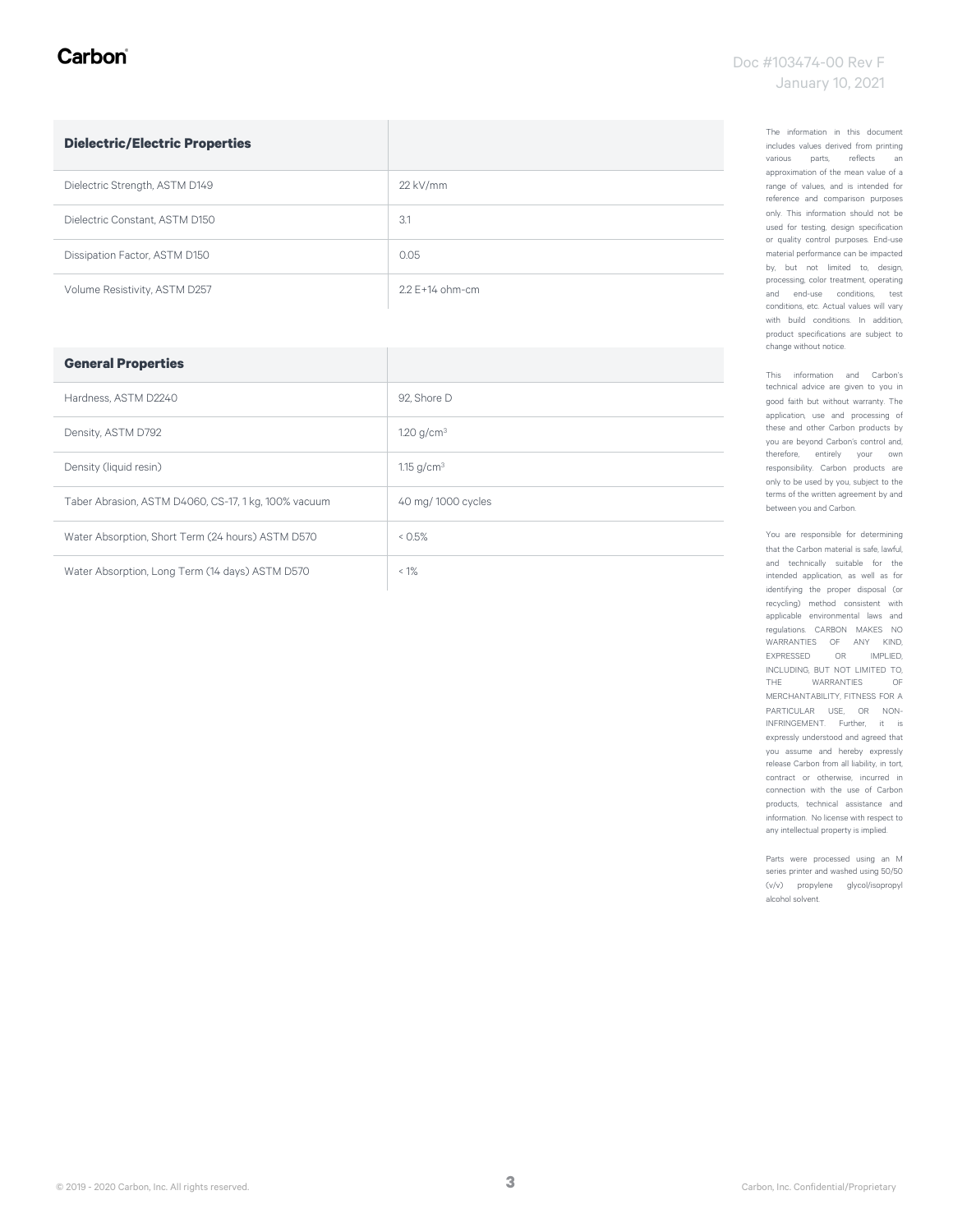| Dielectric/Electric Properties | |
|---|---|
| Dielectric Strength, ASTM D149 | 22 kV/mm |
| Dielectric Constant, ASTM D150 | 3.1 |
| Dissipation Factor, ASTM D150 | 0.05 |
| Volume Resistivity, ASTM D257 | 2.2 E+14 ohm-cm |

| General Properties | |
|---|---|
| Hardness, ASTM D2240 | 92, Shore D |
| Density, ASTM D792 | 1.20 $g/cm^3$ |
| Density (liquid resin) | 1.15 $g/cm^3$ |
| Taber Abrasion, ASTM D4060, CS-17, 1 kg, 100% vacuum | 40 mg/ 1000 cycles |
| Water Absorption, Short Term (24 hours) ASTM D570 | < 0.5% |
| Water Absorption, Long Term (14 days) ASTM D570 | < 1% |

The information in this document includes values derived from printing various parts, reflects an approximation of the mean value of a range of values, and is intended for reference and comparison purposes only. This information should not be used for testing, design specification or quality control purposes. End-use material performance can be impacted by, but not limited to, design, processing, color treatment, operating and end-use conditions, test conditions, etc. Actual values will vary with build conditions. In addition, product specifications are subject to change without notice.

This information and Carbon's technical advice are given to you in good faith but without warranty. The application, use and processing of these and other Carbon products by you are beyond Carbon's control and, therefore, entirely your own responsibility. Carbon products are only to be used by you, subject to the terms of the written agreement by and between you and Carbon.

You are responsible for determining that the Carbon material is safe, lawful, and technically suitable for the intended application, as well as for identifying the proper disposal (or recycling) method consistent with applicable environmental laws and regulations. CARBON MAKES NO WARRANTIES OF ANY KIND, EXPRESSED OR IMPLIED, INCLUDING, BUT NOT LIMITED TO, THE WARRANTIES OF MERCHANTABILITY, FITNESS FOR A PARTICULAR USE, OR NON-INFRINGEMENT. Further, it is expressly understood and agreed that you assume and hereby expressly release Carbon from all liability, in tort, contract or otherwise, incurred in connection with the use of Carbon products, technical assistance and information. No license with respect to any intellectual property is implied.

Parts were processed using an M series printer and washed using 50/50 (v/v) propylene glycol/isopropyl alcohol solvent.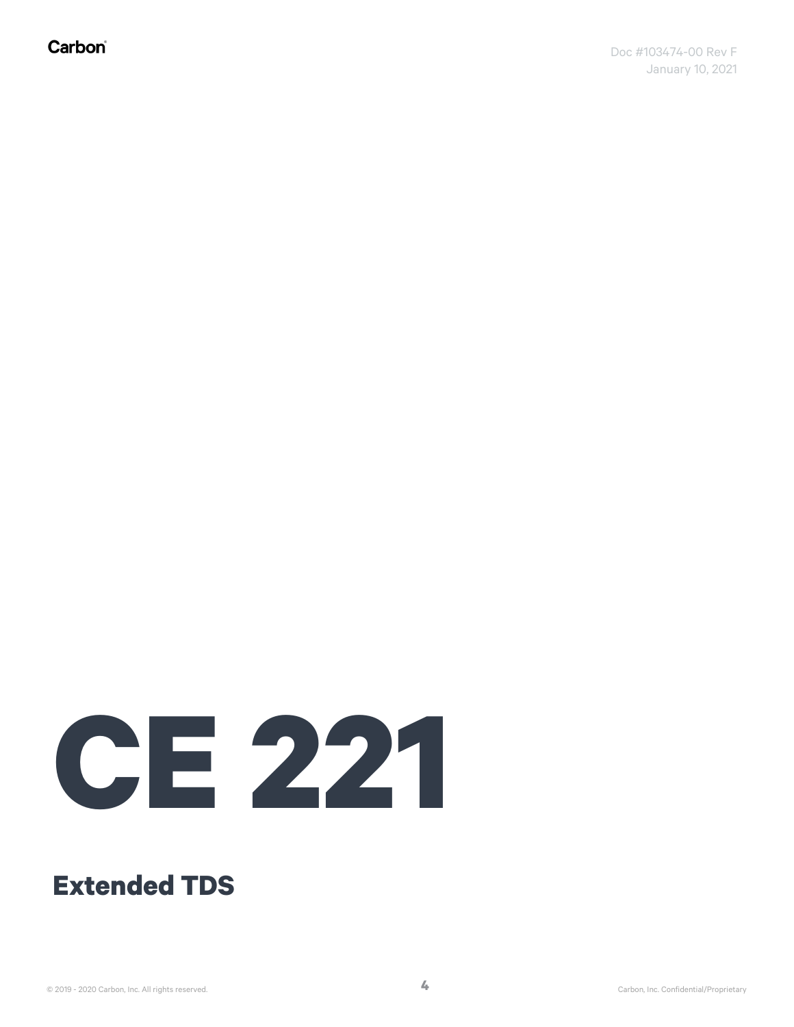# CE 221

## Extended TDS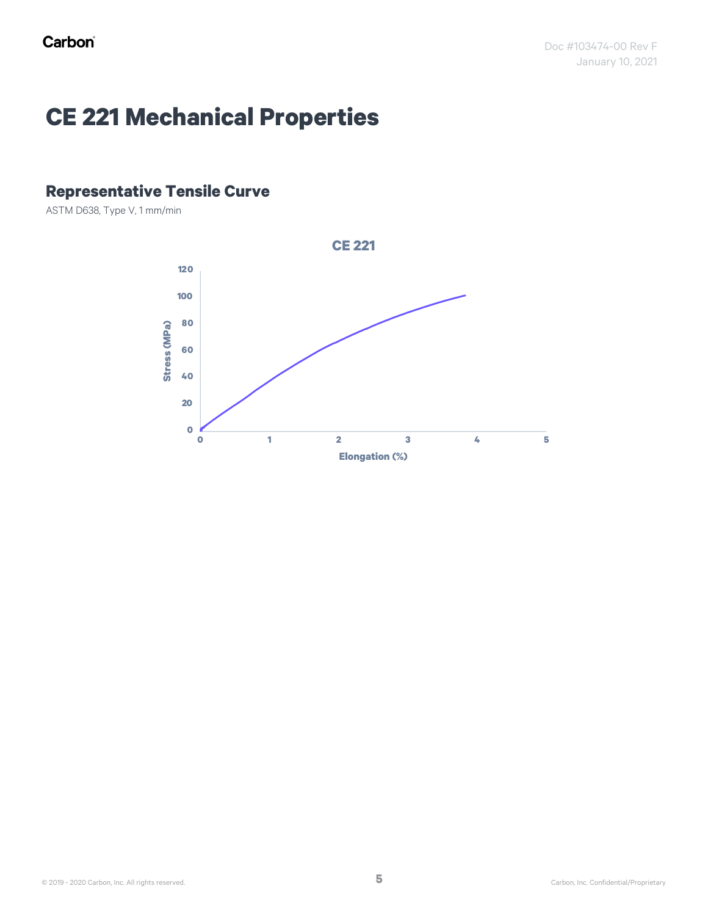# CE 221 Mechanical Properties

## Representative Tensile Curve

ASTM D638, Type V, 1 mm/min

CE 221

Stress (MPa)

Elongation (%)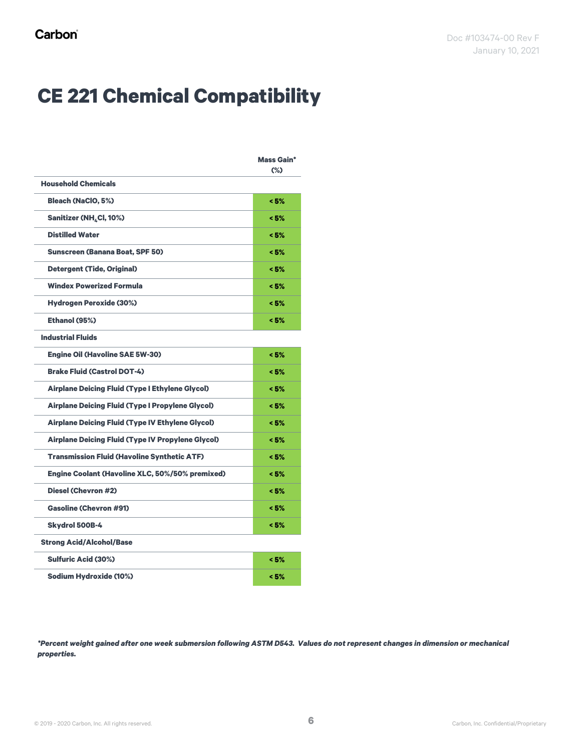# CE 221 Chemical Compatibility

| | Mass Gain* (%) |
|---|---|
| **Household Chemicals** | |
| Bleach (NaClO, 5%) | < 5% |
| Sanitizer ($NH_4Cl$, 10%) | < 5% |
| Distilled Water | < 5% |
| Sunscreen (Banana Boat, SPF 50) | < 5% |
| Detergent (Tide, Original) | < 5% |
| Windex Powerized Formula | < 5% |
| Hydrogen Peroxide (30%) | < 5% |
| Ethanol (95%) | < 5% |
| **Industrial Fluids** | |
| Engine Oil (Havoline SAE 5W-30) | < 5% |
| Brake Fluid (Castrol DOT-4) | < 5% |
| Airplane Deicing Fluid (Type I Ethylene Glycol) | < 5% |
| Airplane Deicing Fluid (Type I Propylene Glycol) | < 5% |
| Airplane Deicing Fluid (Type IV Ethylene Glycol) | < 5% |
| Airplane Deicing Fluid (Type IV Propylene Glycol) | < 5% |
| Transmission Fluid (Havoline Synthetic ATF) | < 5% |
| Engine Coolant (Havoline XLC, 50%/50% premixed) | < 5% |
| Diesel (Chevron #2) | < 5% |
| Gasoline (Chevron #91) | < 5% |
| Skydrol 500B-4 | < 5% |
| **Strong Acid/Alcohol/Base** | |
| Sulfuric Acid (30%) | < 5% |
| Sodium Hydroxide (10%) | < 5% |

***Percent weight gained after one week submersion following ASTM D543. Values do not represent changes in dimension or mechanical properties.***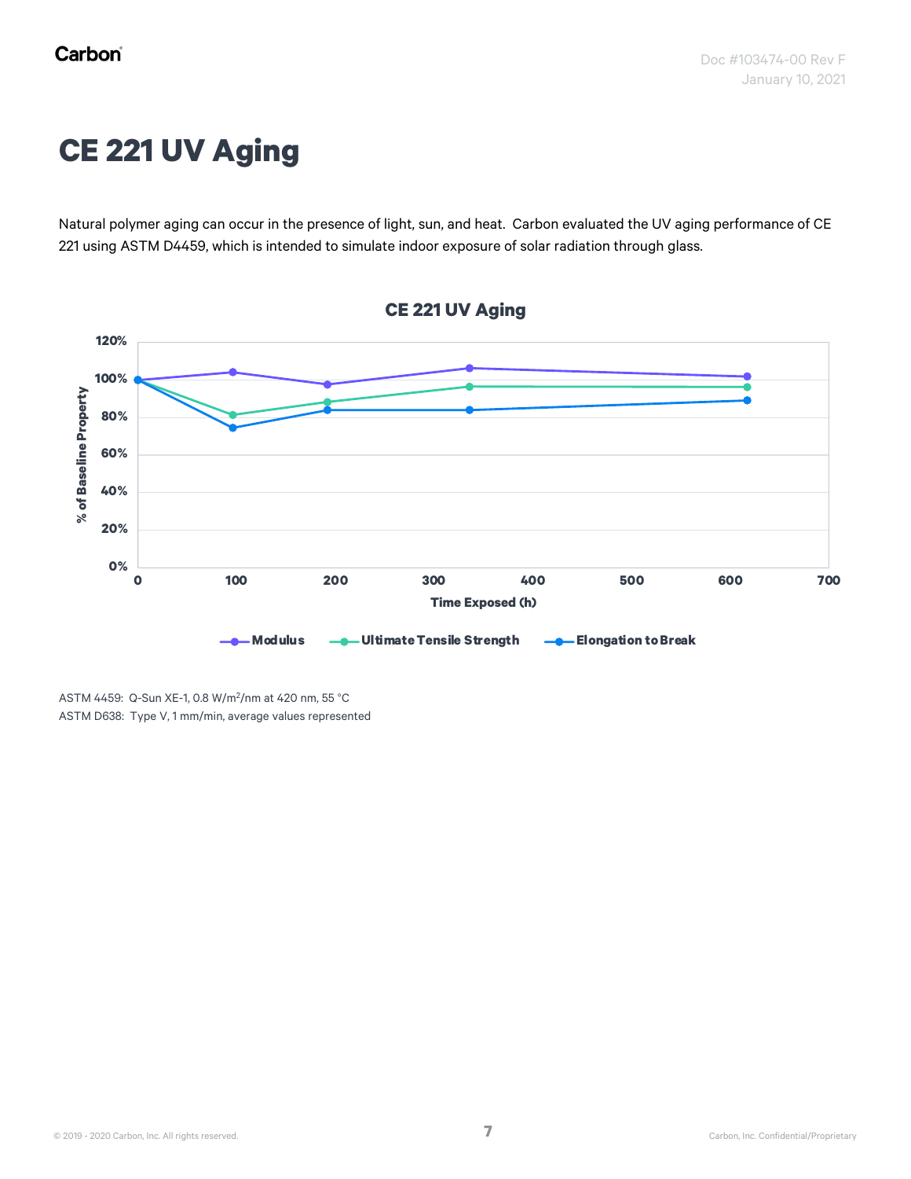# CE 221 UV Aging

Natural polymer aging can occur in the presence of light, sun, and heat. Carbon evaluated the UV aging performance of CE 221 using ASTM D4459, which is intended to simulate indoor exposure of solar radiation through glass.

ASTM 4459: Q-Sun XE-1, 0.8 W/m$^2$/nm at 420 nm, 55 °C
ASTM D638: Type V, 1 mm/min, average values represented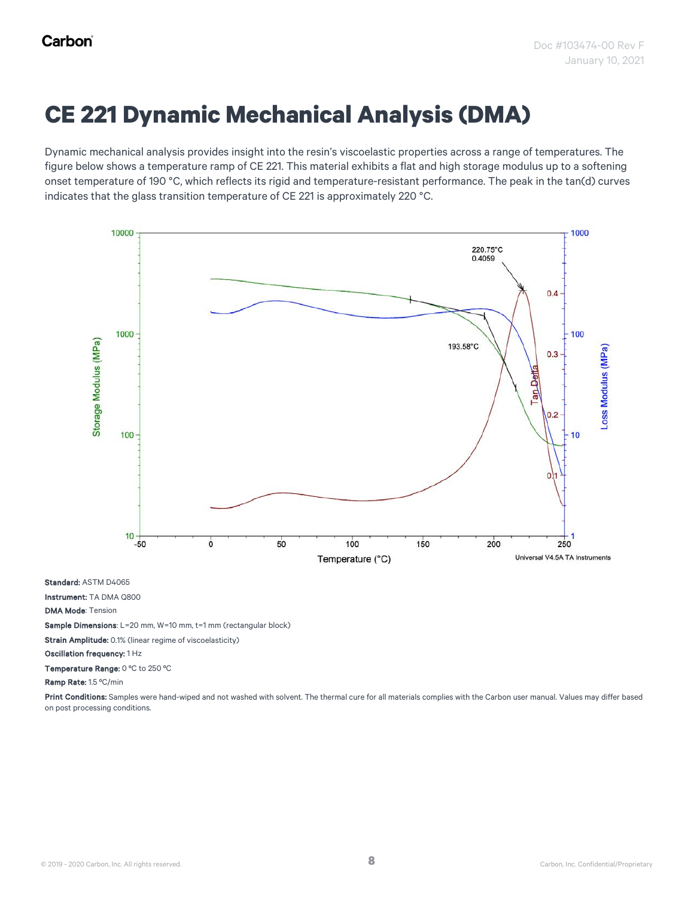# CE 221 Dynamic Mechanical Analysis (DMA)

Dynamic mechanical analysis provides insight into the resin's viscoelastic properties across a range of temperatures. The figure below shows a temperature ramp of CE 221. This material exhibits a flat and high storage modulus up to a softening onset temperature of 190 °C, which reflects its rigid and temperature-resistant performance. The peak in the tan(d) curves indicates that the glass transition temperature of CE 221 is approximately 220 °C.

**Standard:** ASTM D4065

**Instrument:** TA DMA Q800

**DMA Mode**: Tension

**Sample Dimensions**: L=20 mm, W=10 mm, t=1 mm (rectangular block)

**Strain Amplitude:** 0.1% (linear regime of viscoelasticity)

**Oscillation frequency:** 1 Hz

**Temperature Range:** 0 °C to 250 °C

**Ramp Rate:** 1.5 °C/min

**Print Conditions:** Samples were hand-wiped and not washed with solvent. The thermal cure for all materials complies with the Carbon user manual. Values may differ based on post processing conditions.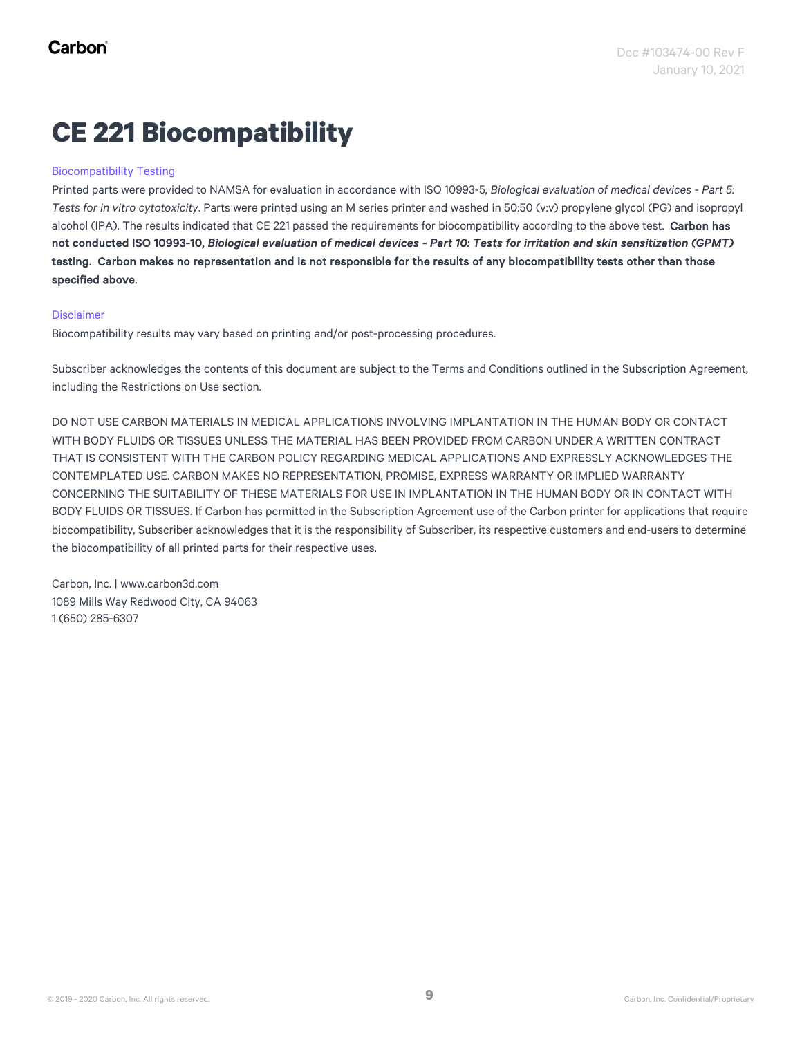# CE 221 Biocompatibility

## Biocompatibility Testing

Printed parts were provided to NAMSA for evaluation in accordance with ISO 10993-5, *Biological evaluation of medical devices - Part 5: Tests for in vitro cytotoxicity*. Parts were printed using an M series printer and washed in 50:50 (v:v) propylene glycol (PG) and isopropyl alcohol (IPA). The results indicated that CE 221 passed the requirements for biocompatibility according to the above test. **Carbon has not conducted ISO 10993-10, *Biological evaluation of medical devices - Part 10: Tests for irritation and skin sensitization (GPMT)* testing. Carbon makes no representation and is not responsible for the results of any biocompatibility tests other than those specified above.**

## Disclaimer

Biocompatibility results may vary based on printing and/or post-processing procedures.

Subscriber acknowledges the contents of this document are subject to the Terms and Conditions outlined in the Subscription Agreement, including the Restrictions on Use section.

DO NOT USE CARBON MATERIALS IN MEDICAL APPLICATIONS INVOLVING IMPLANTATION IN THE HUMAN BODY OR CONTACT WITH BODY FLUIDS OR TISSUES UNLESS THE MATERIAL HAS BEEN PROVIDED FROM CARBON UNDER A WRITTEN CONTRACT THAT IS CONSISTENT WITH THE CARBON POLICY REGARDING MEDICAL APPLICATIONS AND EXPRESSLY ACKNOWLEDGES THE CONTEMPLATED USE. CARBON MAKES NO REPRESENTATION, PROMISE, EXPRESS WARRANTY OR IMPLIED WARRANTY CONCERNING THE SUITABILITY OF THESE MATERIALS FOR USE IN IMPLANTATION IN THE HUMAN BODY OR IN CONTACT WITH BODY FLUIDS OR TISSUES. If Carbon has permitted in the Subscription Agreement use of the Carbon printer for applications that require biocompatibility, Subscriber acknowledges that it is the responsibility of Subscriber, its respective customers and end-users to determine the biocompatibility of all printed parts for their respective uses.

Carbon, Inc. | www.carbon3d.com
1089 Mills Way Redwood City, CA 94063
1 (650) 285-6307